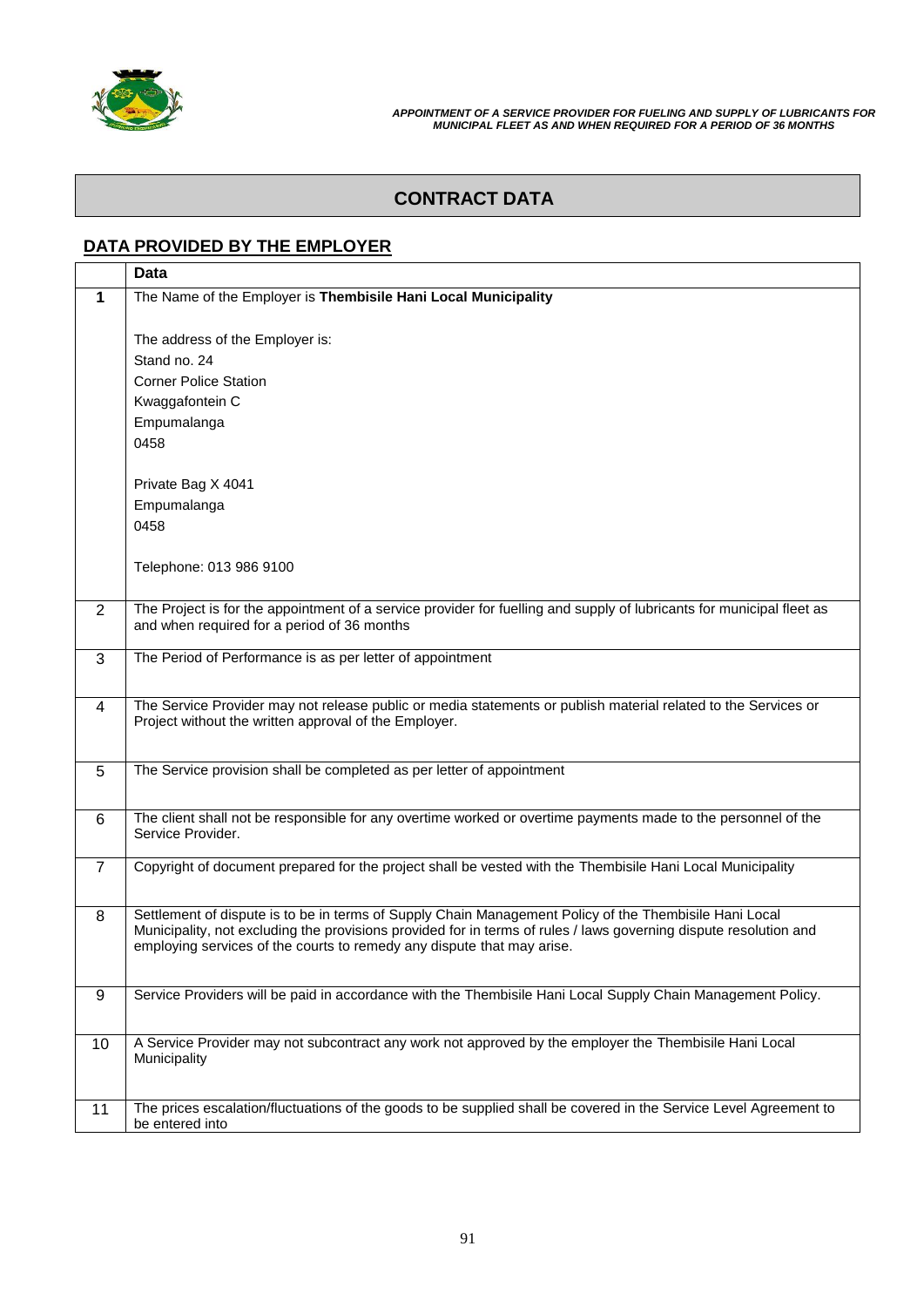## CONTRACT DATA

### DATA PROVIDED BY THE EMPLOYER

| | Data |
|---|---|
| **1** | The Name of the Employer is **Thembisile Hani Local Municipality**<br><br>The address of the Employer is:<br>Stand no. 24<br>Corner Police Station<br>Kwaggafontein C<br>Empumalanga<br>0458<br><br>Private Bag X 4041<br>Empumalanga<br>0458<br><br>Telephone: 013 986 9100 |
| 2 | The Project is for the appointment of a service provider for fuelling and supply of lubricants for municipal fleet as and when required for a period of 36 months |
| 3 | The Period of Performance is as per letter of appointment |
| 4 | The Service Provider may not release public or media statements or publish material related to the Services or Project without the written approval of the Employer. |
| 5 | The Service provision shall be completed as per letter of appointment |
| 6 | The client shall not be responsible for any overtime worked or overtime payments made to the personnel of the Service Provider. |
| 7 | Copyright of document prepared for the project shall be vested with the Thembisile Hani Local Municipality |
| 8 | Settlement of dispute is to be in terms of Supply Chain Management Policy of the Thembisile Hani Local Municipality, not excluding the provisions provided for in terms of rules / laws governing dispute resolution and employing services of the courts to remedy any dispute that may arise. |
| 9 | Service Providers will be paid in accordance with the Thembisile Hani Local Supply Chain Management Policy. |
| 10 | A Service Provider may not subcontract any work not approved by the employer the Thembisile Hani Local Municipality |
| 11 | The prices escalation/fluctuations of the goods to be supplied shall be covered in the Service Level Agreement to be entered into |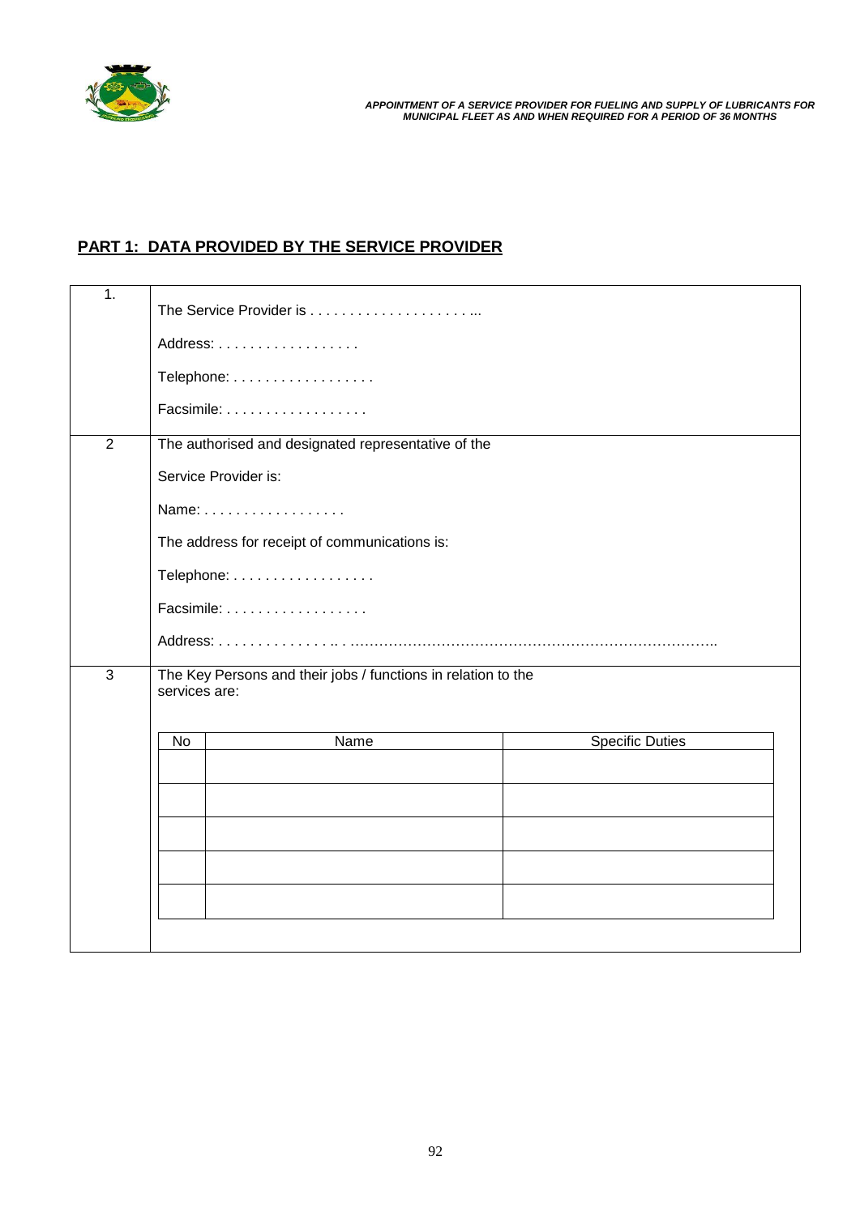## PART 1: DATA PROVIDED BY THE SERVICE PROVIDER

| | |
|---|---|
| 1. | The Service Provider is . . . . . . . . . . . . . . . . . . . . . ...<br><br>Address: . . . . . . . . . . . . . . . . . .<br><br>Telephone: . . . . . . . . . . . . . . . . . .<br><br>Facsimile: . . . . . . . . . . . . . . . . . . |
| 2 | The authorised and designated representative of the<br><br>Service Provider is:<br><br>Name: . . . . . . . . . . . . . . . . . .<br><br>The address for receipt of communications is:<br><br>Telephone: . . . . . . . . . . . . . . . . . .<br><br>Facsimile: . . . . . . . . . . . . . . . . . .<br><br>Address: . . . . . . . . . . . . . . .. . ………………………………………………………………….. |
| 3 | The Key Persons and their jobs / functions in relation to the services are: |

| No | Name | Specific Duties |
|---|---|---|
| | | |
| | | |
| | | |
| | | |
| | | |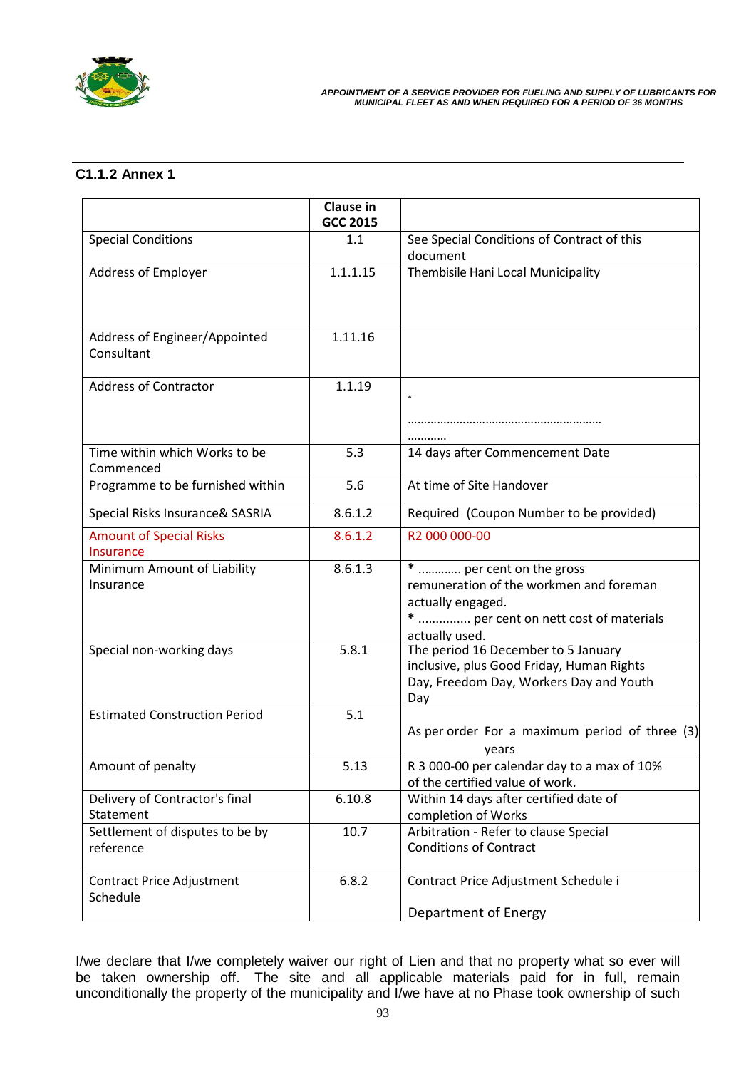## C1.1.2 Annex 1

| | Clause in GCC 2015 | |
|---|---|---|
| Special Conditions | 1.1 | See Special Conditions of Contract of this document |
| Address of Employer | 1.1.1.15 | Thembisile Hani Local Municipality |
| Address of Engineer/Appointed Consultant | 1.11.16 | |
| Address of Contractor | 1.1.19 | * …………………………………………………… ………… |
| Time within which Works to be Commenced | 5.3 | 14 days after Commencement Date |
| Programme to be furnished within | 5.6 | At time of Site Handover |
| Special Risks Insurance& SASRIA | 8.6.1.2 | Required (Coupon Number to be provided) |
| Amount of Special Risks Insurance | 8.6.1.2 | R2 000 000-00 |
| Minimum Amount of Liability Insurance | 8.6.1.3 | * ………… per cent on the gross remuneration of the workmen and foreman actually engaged. * ………….. per cent on nett cost of materials actually used. |
| Special non-working days | 5.8.1 | The period 16 December to 5 January inclusive, plus Good Friday, Human Rights Day, Freedom Day, Workers Day and Youth Day |
| Estimated Construction Period | 5.1 | As per order For a maximum period of three (3) years |
| Amount of penalty | 5.13 | R 3 000-00 per calendar day to a max of 10% of the certified value of work. |
| Delivery of Contractor's final Statement | 6.10.8 | Within 14 days after certified date of completion of Works |
| Settlement of disputes to be by reference | 10.7 | Arbitration - Refer to clause Special Conditions of Contract |
| Contract Price Adjustment Schedule | 6.8.2 | Contract Price Adjustment Schedule i Department of Energy |

I/we declare that I/we completely waiver our right of Lien and that no property what so ever will be taken ownership off. The site and all applicable materials paid for in full, remain unconditionally the property of the municipality and I/we have at no Phase took ownership of such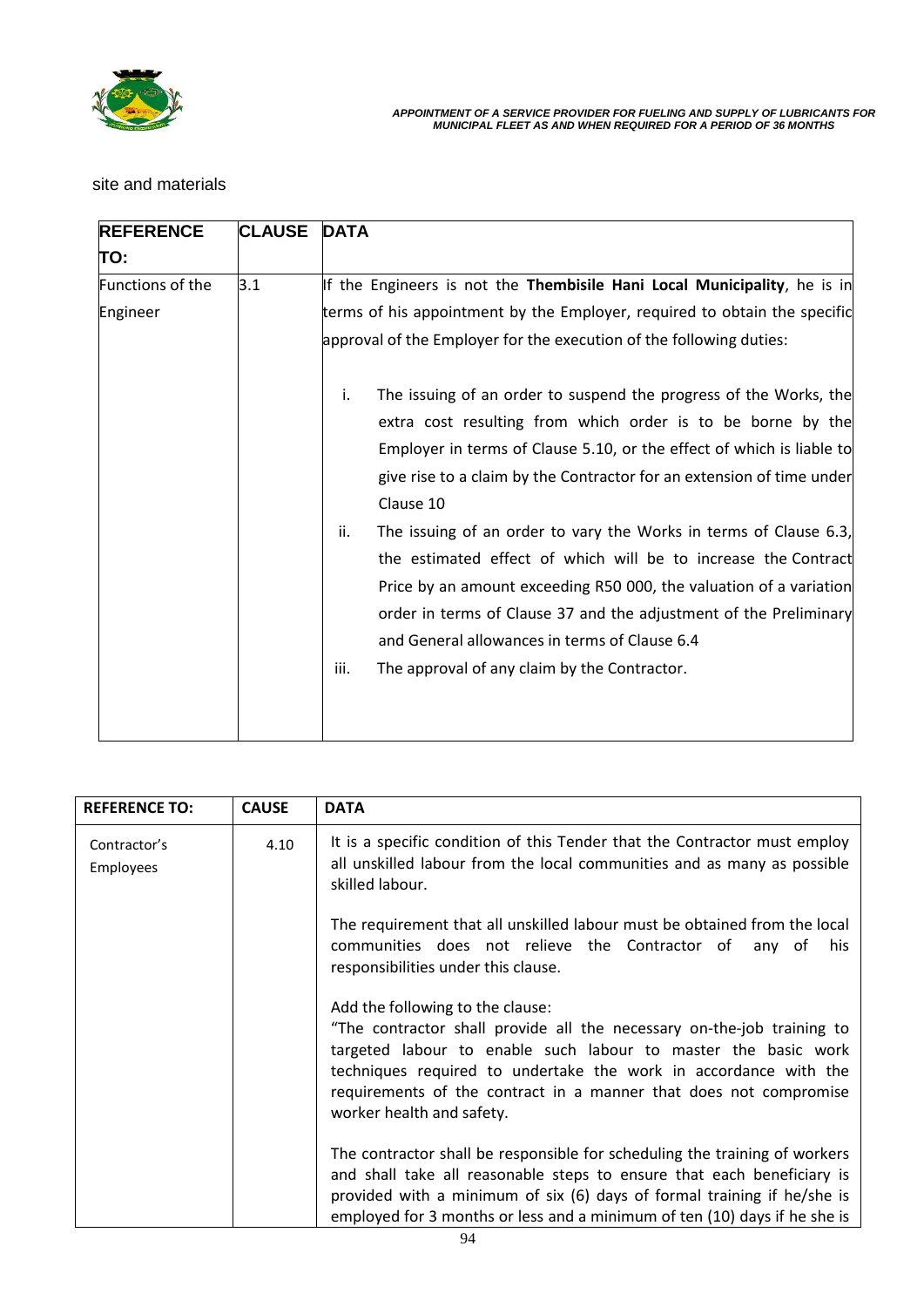site and materials

| REFERENCE TO: | CLAUSE | DATA |
|---|---|---|
| Functions of the Engineer | 3.1 | If the Engineers is not the **Thembisile Hani Local Municipality**, he is in terms of his appointment by the Employer, required to obtain the specific approval of the Employer for the execution of the following duties:<br><br>i. The issuing of an order to suspend the progress of the Works, the extra cost resulting from which order is to be borne by the Employer in terms of Clause 5.10, or the effect of which is liable to give rise to a claim by the Contractor for an extension of time under Clause 10<br>ii. The issuing of an order to vary the Works in terms of Clause 6.3, the estimated effect of which will be to increase the Contract Price by an amount exceeding R50 000, the valuation of a variation order in terms of Clause 37 and the adjustment of the Preliminary and General allowances in terms of Clause 6.4<br>iii. The approval of any claim by the Contractor. |

| REFERENCE TO: | CAUSE | DATA |
|---|---|---|
| Contractor's Employees | 4.10 | It is a specific condition of this Tender that the Contractor must employ all unskilled labour from the local communities and as many as possible skilled labour.<br><br>The requirement that all unskilled labour must be obtained from the local communities does not relieve the Contractor of any of his responsibilities under this clause.<br><br>Add the following to the clause:<br>"The contractor shall provide all the necessary on-the-job training to targeted labour to enable such labour to master the basic work techniques required to undertake the work in accordance with the requirements of the contract in a manner that does not compromise worker health and safety.<br><br>The contractor shall be responsible for scheduling the training of workers and shall take all reasonable steps to ensure that each beneficiary is provided with a minimum of six (6) days of formal training if he/she is employed for 3 months or less and a minimum of ten (10) days if he she is |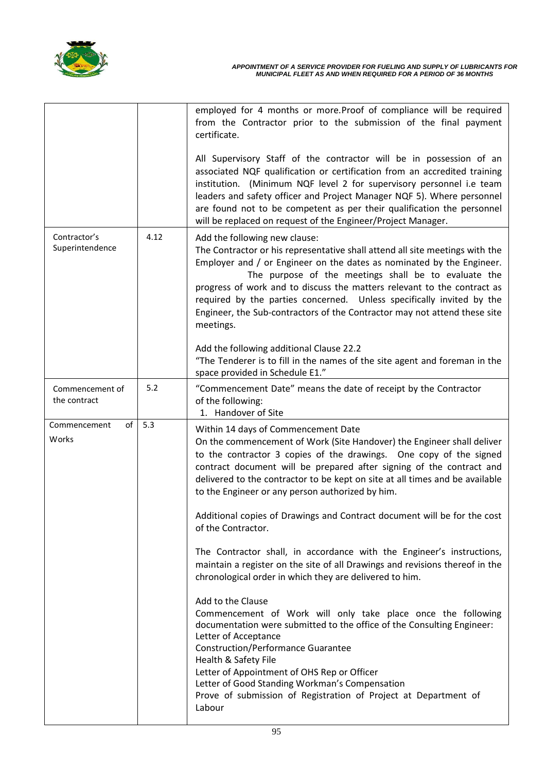| | | |
|---|---|---|
| | | employed for 4 months or more.Proof of compliance will be required from the Contractor prior to the submission of the final payment certificate.<br><br>All Supervisory Staff of the contractor will be in possession of an associated NQF qualification or certification from an accredited training institution. (Minimum NQF level 2 for supervisory personnel i.e team leaders and safety officer and Project Manager NQF 5). Where personnel are found not to be competent as per their qualification the personnel will be replaced on request of the Engineer/Project Manager. |
| Contractor's Superintendence | 4.12 | Add the following new clause:<br>The Contractor or his representative shall attend all site meetings with the Employer and / or Engineer on the dates as nominated by the Engineer. The purpose of the meetings shall be to evaluate the progress of work and to discuss the matters relevant to the contract as required by the parties concerned. Unless specifically invited by the Engineer, the Sub-contractors of the Contractor may not attend these site meetings.<br><br>Add the following additional Clause 22.2<br>"The Tenderer is to fill in the names of the site agent and foreman in the space provided in Schedule E1." |
| Commencement of the contract | 5.2 | "Commencement Date" means the date of receipt by the Contractor of the following:<br>1. Handover of Site |
| Commencement of Works | 5.3 | Within 14 days of Commencement Date<br>On the commencement of Work (Site Handover) the Engineer shall deliver to the contractor 3 copies of the drawings. One copy of the signed contract document will be prepared after signing of the contract and delivered to the contractor to be kept on site at all times and be available to the Engineer or any person authorized by him.<br><br>Additional copies of Drawings and Contract document will be for the cost of the Contractor.<br><br>The Contractor shall, in accordance with the Engineer's instructions, maintain a register on the site of all Drawings and revisions thereof in the chronological order in which they are delivered to him.<br><br>Add to the Clause<br>Commencement of Work will only take place once the following documentation were submitted to the office of the Consulting Engineer:<br>Letter of Acceptance<br>Construction/Performance Guarantee<br>Health & Safety File<br>Letter of Appointment of OHS Rep or Officer<br>Letter of Good Standing Workman's Compensation<br>Prove of submission of Registration of Project at Department of Labour |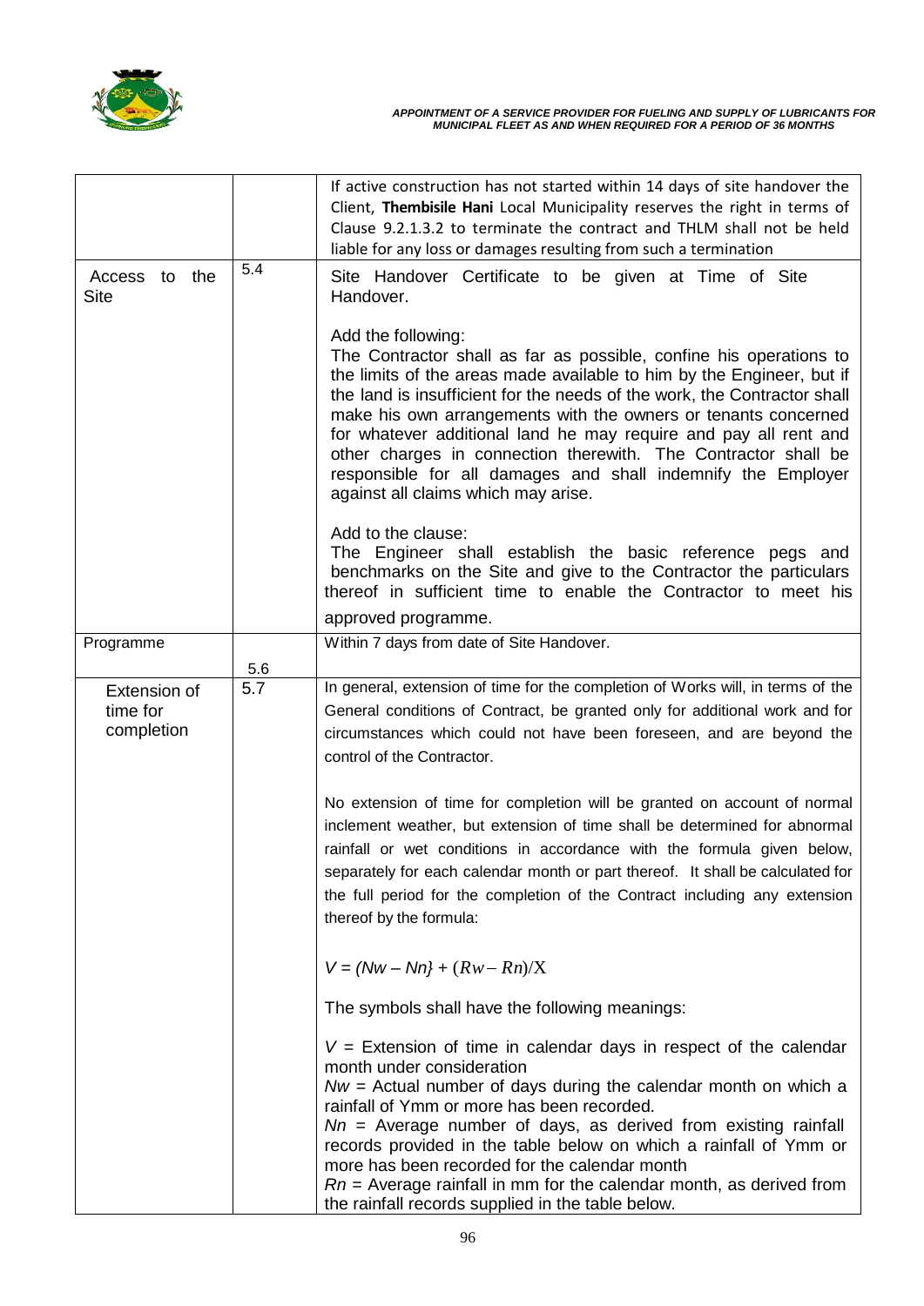| | | |
|---|---|---|
| | | If active construction has not started within 14 days of site handover the Client, **Thembisile Hani** Local Municipality reserves the right in terms of Clause 9.2.1.3.2 to terminate the contract and THLM shall not be held liable for any loss or damages resulting from such a termination |
| Access to the Site | 5.4 | Site Handover Certificate to be given at Time of Site Handover.<br><br>Add the following:<br>The Contractor shall as far as possible, confine his operations to the limits of the areas made available to him by the Engineer, but if the land is insufficient for the needs of the work, the Contractor shall make his own arrangements with the owners or tenants concerned for whatever additional land he may require and pay all rent and other charges in connection therewith. The Contractor shall be responsible for all damages and shall indemnify the Employer against all claims which may arise.<br><br>Add to the clause:<br>The Engineer shall establish the basic reference pegs and benchmarks on the Site and give to the Contractor the particulars thereof in sufficient time to enable the Contractor to meet his approved programme. |
| Programme | 5.6 | Within 7 days from date of Site Handover. |
| Extension of time for completion | 5.7 | In general, extension of time for the completion of Works will, in terms of the General conditions of Contract, be granted only for additional work and for circumstances which could not have been foreseen, and are beyond the control of the Contractor.<br><br>No extension of time for completion will be granted on account of normal inclement weather, but extension of time shall be determined for abnormal rainfall or wet conditions in accordance with the formula given below, separately for each calendar month or part thereof. It shall be calculated for the full period for the completion of the Contract including any extension thereof by the formula:<br><br>$V = (Nw - Nn\} + (Rw - Rn)/X$<br><br>The symbols shall have the following meanings:<br><br>$V$ = Extension of time in calendar days in respect of the calendar month under consideration<br>$Nw$ = Actual number of days during the calendar month on which a rainfall of Ymm or more has been recorded.<br>$Nn$ = Average number of days, as derived from existing rainfall records provided in the table below on which a rainfall of Ymm or more has been recorded for the calendar month<br>$Rn$ = Average rainfall in mm for the calendar month, as derived from the rainfall records supplied in the table below. |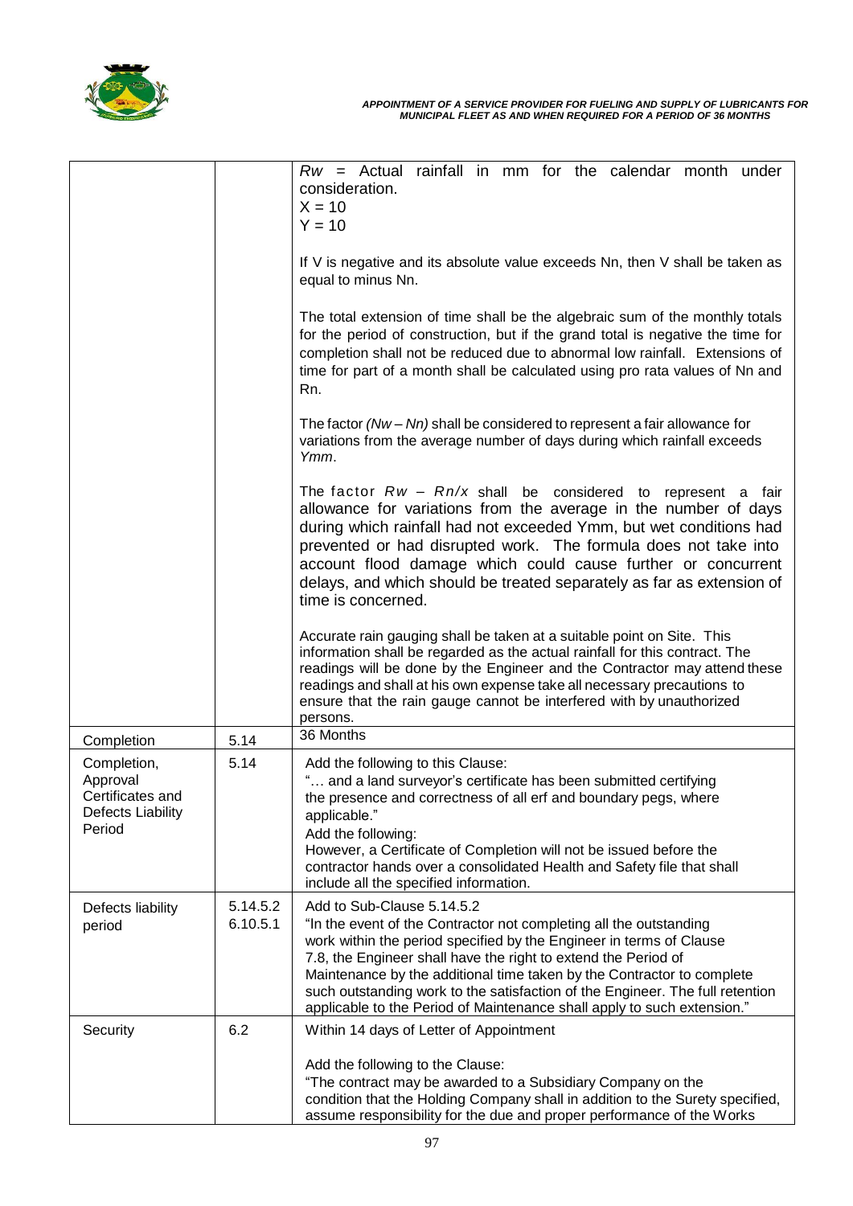| | | |
|---|---|---|
| | | $Rw$ = Actual rainfall in mm for the calendar month under consideration.<br>$X = 10$<br>$Y = 10$<br><br>If V is negative and its absolute value exceeds Nn, then V shall be taken as equal to minus Nn.<br><br>The total extension of time shall be the algebraic sum of the monthly totals for the period of construction, but if the grand total is negative the time for completion shall not be reduced due to abnormal low rainfall. Extensions of time for part of a month shall be calculated using pro rata values of Nn and Rn.<br><br>The factor $(Nw - Nn)$ shall be considered to represent a fair allowance for variations from the average number of days during which rainfall exceeds *Ymm*.<br><br>The factor $Rw - Rn/x$ shall be considered to represent a fair allowance for variations from the average in the number of days during which rainfall had not exceeded Ymm, but wet conditions had prevented or had disrupted work. The formula does not take into account flood damage which could cause further or concurrent delays, and which should be treated separately as far as extension of time is concerned.<br><br>Accurate rain gauging shall be taken at a suitable point on Site. This information shall be regarded as the actual rainfall for this contract. The readings will be done by the Engineer and the Contractor may attend these readings and shall at his own expense take all necessary precautions to ensure that the rain gauge cannot be interfered with by unauthorized persons. |
| Completion | 5.14 | 36 Months |
| Completion, Approval Certificates and Defects Liability Period | 5.14 | Add the following to this Clause:<br>"… and a land surveyor's certificate has been submitted certifying the presence and correctness of all erf and boundary pegs, where applicable."<br>Add the following:<br>However, a Certificate of Completion will not be issued before the contractor hands over a consolidated Health and Safety file that shall include all the specified information. |
| Defects liability period | 5.14.5.2<br>6.10.5.1 | Add to Sub-Clause 5.14.5.2<br>"In the event of the Contractor not completing all the outstanding work within the period specified by the Engineer in terms of Clause 7.8, the Engineer shall have the right to extend the Period of Maintenance by the additional time taken by the Contractor to complete such outstanding work to the satisfaction of the Engineer. The full retention applicable to the Period of Maintenance shall apply to such extension." |
| Security | 6.2 | Within 14 days of Letter of Appointment<br><br>Add the following to the Clause:<br>"The contract may be awarded to a Subsidiary Company on the condition that the Holding Company shall in addition to the Surety specified, assume responsibility for the due and proper performance of the Works |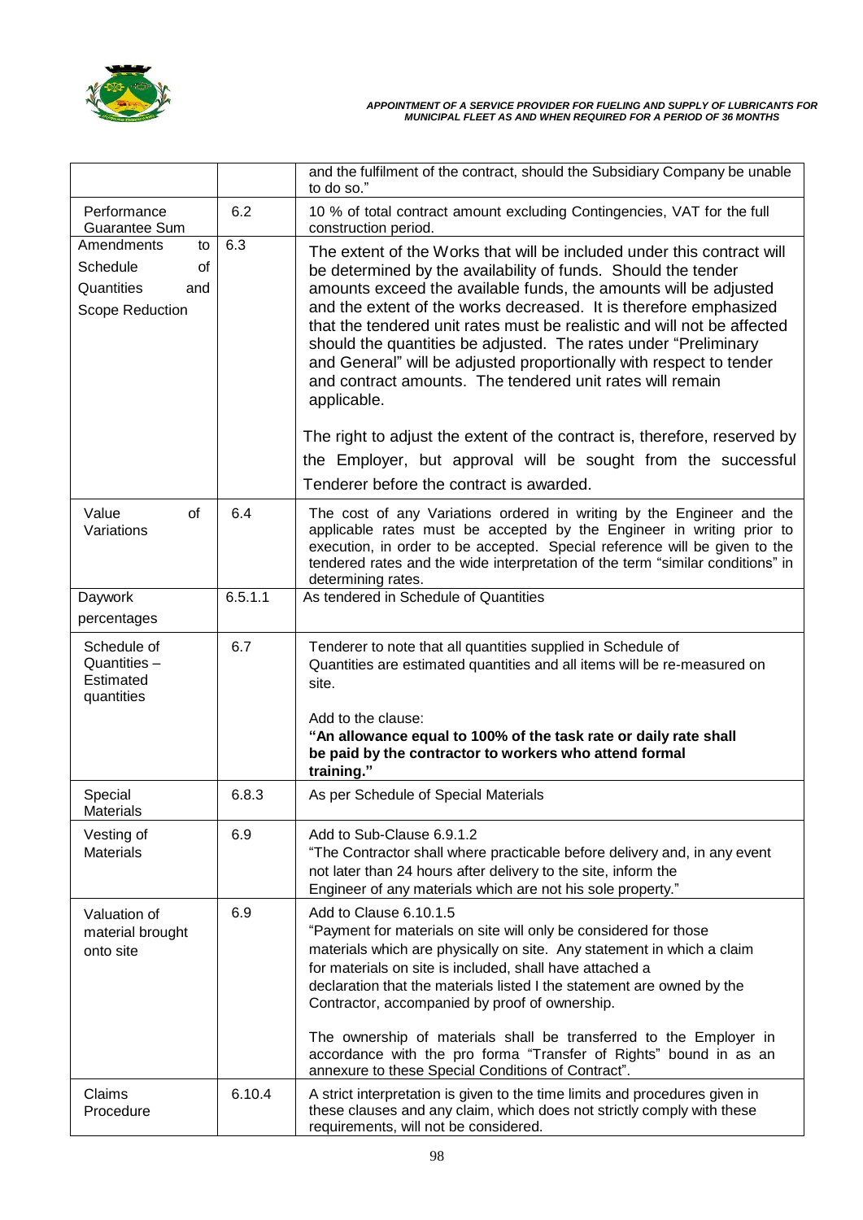| | | |
|---|---|---|
| | | and the fulfilment of the contract, should the Subsidiary Company be unable to do so." |
| Performance Guarantee Sum | 6.2 | 10 % of total contract amount excluding Contingencies, VAT for the full construction period. |
| Amendments to Schedule of Quantities and Scope Reduction | 6.3 | The extent of the Works that will be included under this contract will be determined by the availability of funds. Should the tender amounts exceed the available funds, the amounts will be adjusted and the extent of the works decreased. It is therefore emphasized that the tendered unit rates must be realistic and will not be affected should the quantities be adjusted. The rates under "Preliminary and General" will be adjusted proportionally with respect to tender and contract amounts. The tendered unit rates will remain applicable.<br><br>The right to adjust the extent of the contract is, therefore, reserved by the Employer, but approval will be sought from the successful Tenderer before the contract is awarded. |
| Value of Variations | 6.4 | The cost of any Variations ordered in writing by the Engineer and the applicable rates must be accepted by the Engineer in writing prior to execution, in order to be accepted. Special reference will be given to the tendered rates and the wide interpretation of the term "similar conditions" in determining rates. |
| Daywork percentages | 6.5.1.1 | As tendered in Schedule of Quantities |
| Schedule of Quantities – Estimated quantities | 6.7 | Tenderer to note that all quantities supplied in Schedule of Quantities are estimated quantities and all items will be re-measured on site.<br><br>Add to the clause:<br>**"An allowance equal to 100% of the task rate or daily rate shall be paid by the contractor to workers who attend formal training."** |
| Special Materials | 6.8.3 | As per Schedule of Special Materials |
| Vesting of Materials | 6.9 | Add to Sub-Clause 6.9.1.2<br>"The Contractor shall where practicable before delivery and, in any event not later than 24 hours after delivery to the site, inform the Engineer of any materials which are not his sole property." |
| Valuation of material brought onto site | 6.9 | Add to Clause 6.10.1.5<br>"Payment for materials on site will only be considered for those materials which are physically on site. Any statement in which a claim for materials on site is included, shall have attached a declaration that the materials listed I the statement are owned by the Contractor, accompanied by proof of ownership.<br><br>The ownership of materials shall be transferred to the Employer in accordance with the pro forma "Transfer of Rights" bound in as an annexure to these Special Conditions of Contract". |
| Claims Procedure | 6.10.4 | A strict interpretation is given to the time limits and procedures given in these clauses and any claim, which does not strictly comply with these requirements, will not be considered. |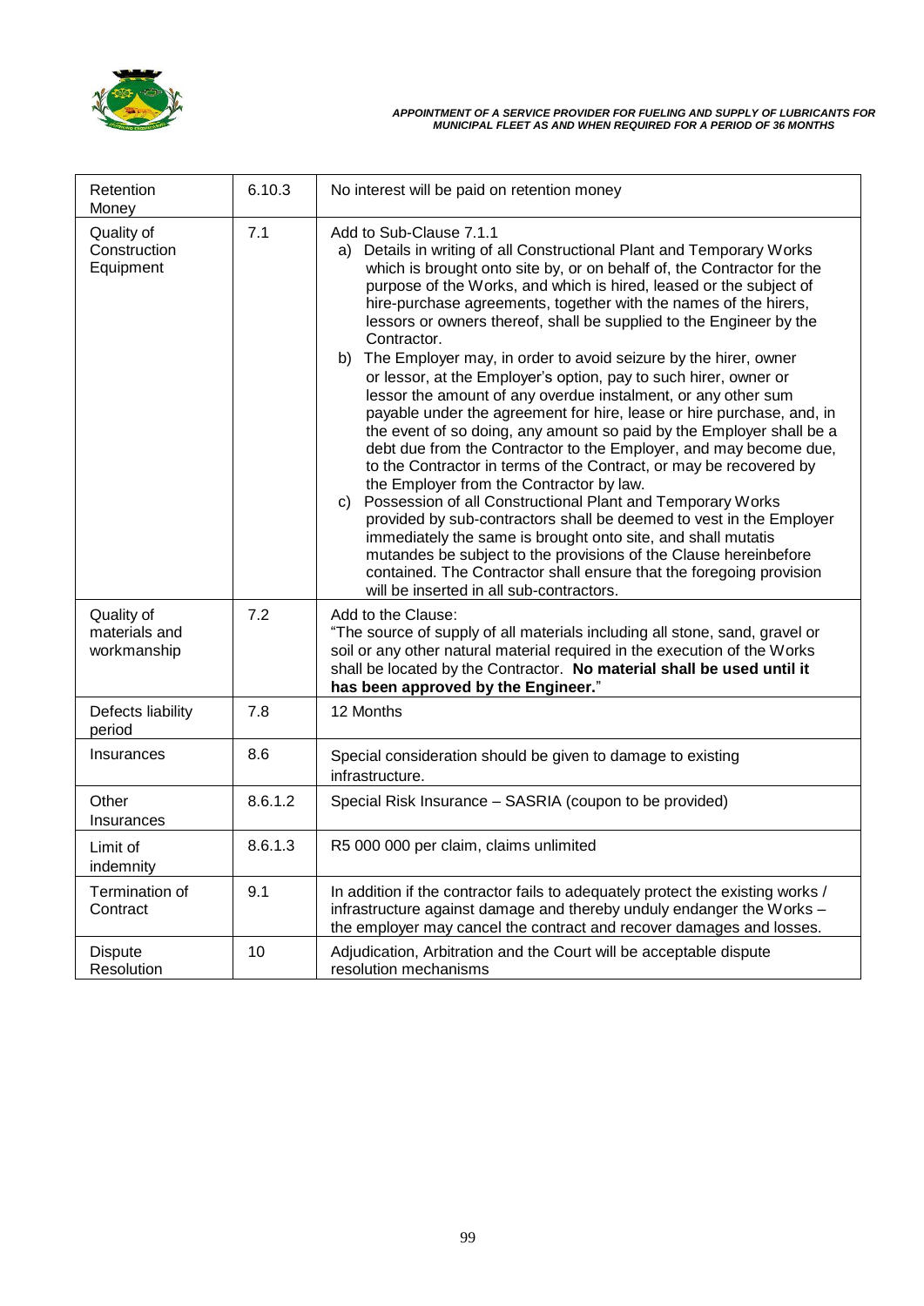| | | |
|---|---|---|
| Retention Money | 6.10.3 | No interest will be paid on retention money |
| Quality of Construction Equipment | 7.1 | Add to Sub-Clause 7.1.1<br>a) Details in writing of all Constructional Plant and Temporary Works which is brought onto site by, or on behalf of, the Contractor for the purpose of the Works, and which is hired, leased or the subject of hire-purchase agreements, together with the names of the hirers, lessors or owners thereof, shall be supplied to the Engineer by the Contractor.<br>b) The Employer may, in order to avoid seizure by the hirer, owner or lessor, at the Employer's option, pay to such hirer, owner or lessor the amount of any overdue instalment, or any other sum payable under the agreement for hire, lease or hire purchase, and, in the event of so doing, any amount so paid by the Employer shall be a debt due from the Contractor to the Employer, and may become due, to the Contractor in terms of the Contract, or may be recovered by the Employer from the Contractor by law.<br>c) Possession of all Constructional Plant and Temporary Works provided by sub-contractors shall be deemed to vest in the Employer immediately the same is brought onto site, and shall mutatis mutandes be subject to the provisions of the Clause hereinbefore contained. The Contractor shall ensure that the foregoing provision will be inserted in all sub-contractors. |
| Quality of materials and workmanship | 7.2 | Add to the Clause:<br>"The source of supply of all materials including all stone, sand, gravel or soil or any other natural material required in the execution of the Works shall be located by the Contractor. **No material shall be used until it has been approved by the Engineer.**" |
| Defects liability period | 7.8 | 12 Months |
| Insurances | 8.6 | Special consideration should be given to damage to existing infrastructure. |
| Other Insurances | 8.6.1.2 | Special Risk Insurance – SASRIA (coupon to be provided) |
| Limit of indemnity | 8.6.1.3 | R5 000 000 per claim, claims unlimited |
| Termination of Contract | 9.1 | In addition if the contractor fails to adequately protect the existing works / infrastructure against damage and thereby unduly endanger the Works – the employer may cancel the contract and recover damages and losses. |
| Dispute Resolution | 10 | Adjudication, Arbitration and the Court will be acceptable dispute resolution mechanisms |